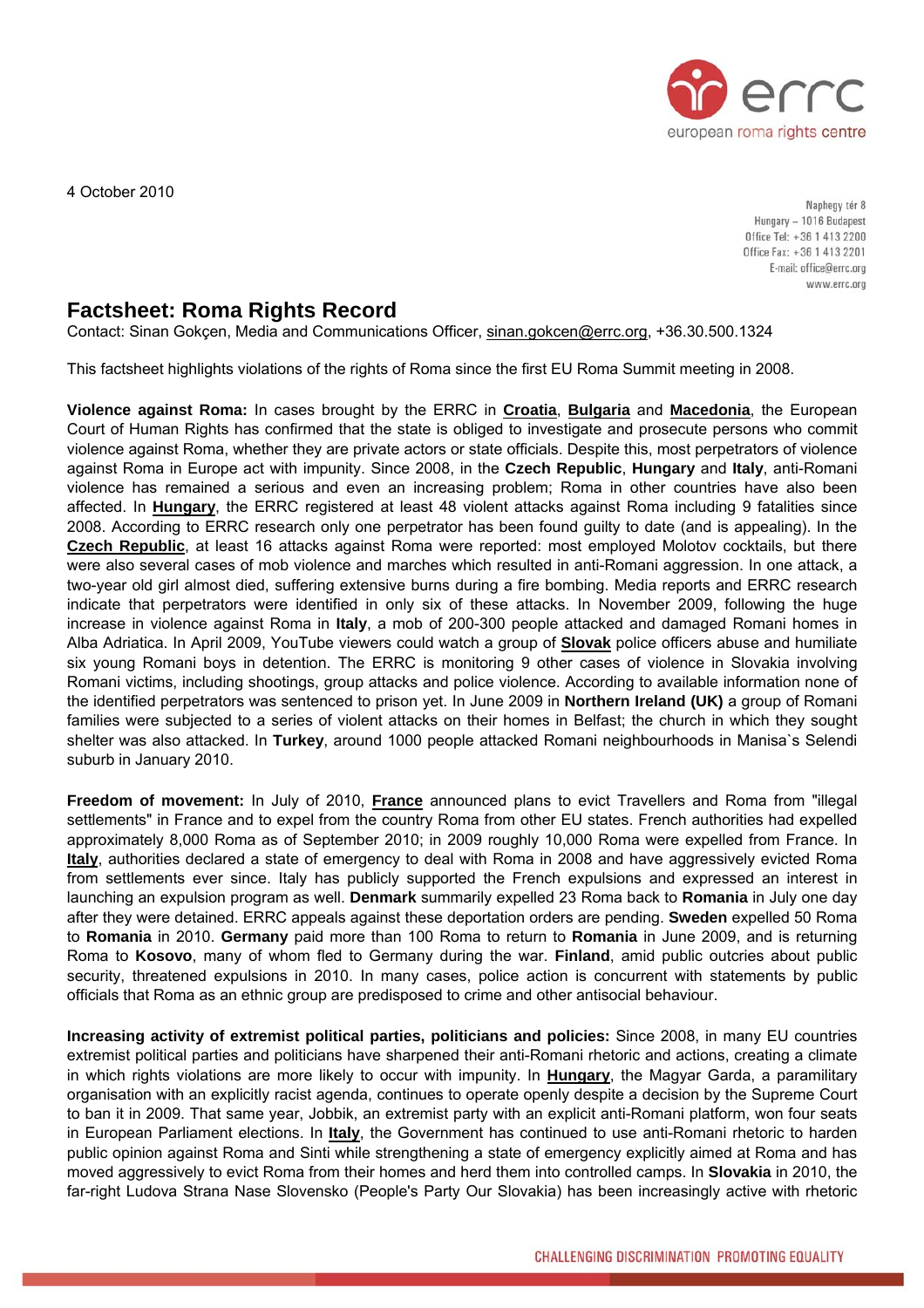4 October 2010

Naphegy tér 8
Hungary – 1016 Budapest
Office Tel: +36 1 413 2200
Office Fax: +36 1 413 2201
E-mail: office@errc.org
www.errc.org

# Factsheet: Roma Rights Record

Contact: Sinan Gokçen, Media and Communications Officer, sinan.gokcen@errc.org, +36.30.500.1324

This factsheet highlights violations of the rights of Roma since the first EU Roma Summit meeting in 2008.

**Violence against Roma:** In cases brought by the ERRC in **Croatia**, **Bulgaria** and **Macedonia**, the European Court of Human Rights has confirmed that the state is obliged to investigate and prosecute persons who commit violence against Roma, whether they are private actors or state officials. Despite this, most perpetrators of violence against Roma in Europe act with impunity. Since 2008, in the **Czech Republic**, **Hungary** and **Italy**, anti-Romani violence has remained a serious and even an increasing problem; Roma in other countries have also been affected. In **Hungary**, the ERRC registered at least 48 violent attacks against Roma including 9 fatalities since 2008. According to ERRC research only one perpetrator has been found guilty to date (and is appealing). In the **Czech Republic**, at least 16 attacks against Roma were reported: most employed Molotov cocktails, but there were also several cases of mob violence and marches which resulted in anti-Romani aggression. In one attack, a two-year old girl almost died, suffering extensive burns during a fire bombing. Media reports and ERRC research indicate that perpetrators were identified in only six of these attacks. In November 2009, following the huge increase in violence against Roma in **Italy**, a mob of 200-300 people attacked and damaged Romani homes in Alba Adriatica. In April 2009, YouTube viewers could watch a group of **Slovak** police officers abuse and humiliate six young Romani boys in detention. The ERRC is monitoring 9 other cases of violence in Slovakia involving Romani victims, including shootings, group attacks and police violence. According to available information none of the identified perpetrators was sentenced to prison yet. In June 2009 in **Northern Ireland (UK)** a group of Romani families were subjected to a series of violent attacks on their homes in Belfast; the church in which they sought shelter was also attacked. In **Turkey**, around 1000 people attacked Romani neighbourhoods in Manisa`s Selendi suburb in January 2010.

**Freedom of movement:** In July of 2010, **France** announced plans to evict Travellers and Roma from "illegal settlements" in France and to expel from the country Roma from other EU states. French authorities had expelled approximately 8,000 Roma as of September 2010; in 2009 roughly 10,000 Roma were expelled from France. In **Italy**, authorities declared a state of emergency to deal with Roma in 2008 and have aggressively evicted Roma from settlements ever since. Italy has publicly supported the French expulsions and expressed an interest in launching an expulsion program as well. **Denmark** summarily expelled 23 Roma back to **Romania** in July one day after they were detained. ERRC appeals against these deportation orders are pending. **Sweden** expelled 50 Roma to **Romania** in 2010. **Germany** paid more than 100 Roma to return to **Romania** in June 2009, and is returning Roma to **Kosovo**, many of whom fled to Germany during the war. **Finland**, amid public outcries about public security, threatened expulsions in 2010. In many cases, police action is concurrent with statements by public officials that Roma as an ethnic group are predisposed to crime and other antisocial behaviour.

**Increasing activity of extremist political parties, politicians and policies:** Since 2008, in many EU countries extremist political parties and politicians have sharpened their anti-Romani rhetoric and actions, creating a climate in which rights violations are more likely to occur with impunity. In **Hungary**, the Magyar Garda, a paramilitary organisation with an explicitly racist agenda, continues to operate openly despite a decision by the Supreme Court to ban it in 2009. That same year, Jobbik, an extremist party with an explicit anti-Romani platform, won four seats in European Parliament elections. In **Italy**, the Government has continued to use anti-Romani rhetoric to harden public opinion against Roma and Sinti while strengthening a state of emergency explicitly aimed at Roma and has moved aggressively to evict Roma from their homes and herd them into controlled camps. In **Slovakia** in 2010, the far-right Ludova Strana Nase Slovensko (People's Party Our Slovakia) has been increasingly active with rhetoric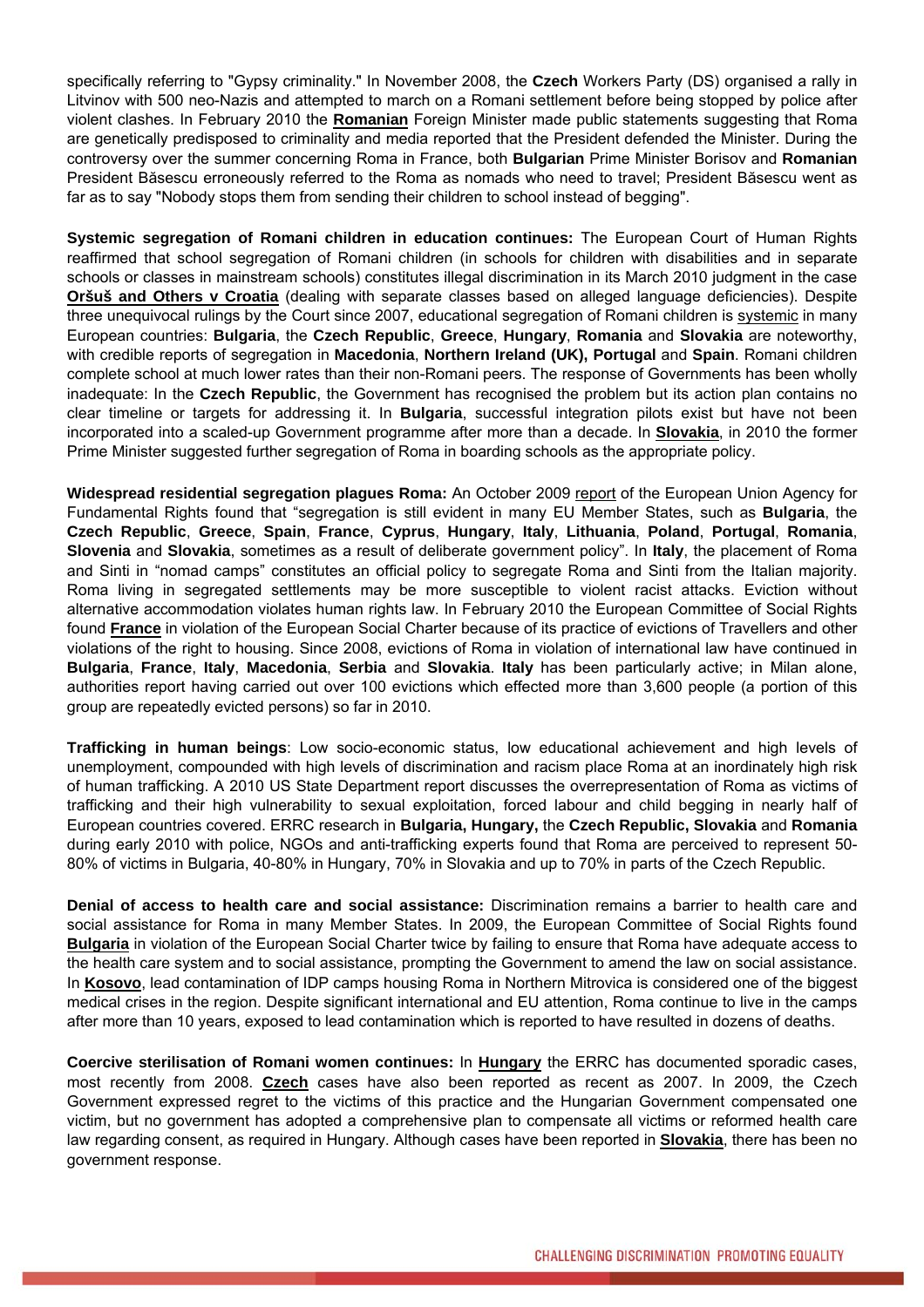specifically referring to "Gypsy criminality." In November 2008, the **Czech** Workers Party (DS) organised a rally in Litvinov with 500 neo-Nazis and attempted to march on a Romani settlement before being stopped by police after violent clashes. In February 2010 the **Romanian** Foreign Minister made public statements suggesting that Roma are genetically predisposed to criminality and media reported that the President defended the Minister. During the controversy over the summer concerning Roma in France, both **Bulgarian** Prime Minister Borisov and **Romanian** President Băsescu erroneously referred to the Roma as nomads who need to travel; President Băsescu went as far as to say "Nobody stops them from sending their children to school instead of begging".

**Systemic segregation of Romani children in education continues:** The European Court of Human Rights reaffirmed that school segregation of Romani children (in schools for children with disabilities and in separate schools or classes in mainstream schools) constitutes illegal discrimination in its March 2010 judgment in the case **Oršuš and Others v Croatia** (dealing with separate classes based on alleged language deficiencies). Despite three unequivocal rulings by the Court since 2007, educational segregation of Romani children is systemic in many European countries: **Bulgaria**, the **Czech Republic**, **Greece**, **Hungary**, **Romania** and **Slovakia** are noteworthy, with credible reports of segregation in **Macedonia**, **Northern Ireland (UK), Portugal** and **Spain**. Romani children complete school at much lower rates than their non-Romani peers. The response of Governments has been wholly inadequate: In the **Czech Republic**, the Government has recognised the problem but its action plan contains no clear timeline or targets for addressing it. In **Bulgaria**, successful integration pilots exist but have not been incorporated into a scaled-up Government programme after more than a decade. In **Slovakia**, in 2010 the former Prime Minister suggested further segregation of Roma in boarding schools as the appropriate policy.

**Widespread residential segregation plagues Roma:** An October 2009 report of the European Union Agency for Fundamental Rights found that "segregation is still evident in many EU Member States, such as **Bulgaria**, the **Czech Republic**, **Greece**, **Spain**, **France**, **Cyprus**, **Hungary**, **Italy**, **Lithuania**, **Poland**, **Portugal**, **Romania**, **Slovenia** and **Slovakia**, sometimes as a result of deliberate government policy". In **Italy**, the placement of Roma and Sinti in "nomad camps" constitutes an official policy to segregate Roma and Sinti from the Italian majority. Roma living in segregated settlements may be more susceptible to violent racist attacks. Eviction without alternative accommodation violates human rights law. In February 2010 the European Committee of Social Rights found **France** in violation of the European Social Charter because of its practice of evictions of Travellers and other violations of the right to housing. Since 2008, evictions of Roma in violation of international law have continued in **Bulgaria**, **France**, **Italy**, **Macedonia**, **Serbia** and **Slovakia**. **Italy** has been particularly active; in Milan alone, authorities report having carried out over 100 evictions which effected more than 3,600 people (a portion of this group are repeatedly evicted persons) so far in 2010.

**Trafficking in human beings**: Low socio-economic status, low educational achievement and high levels of unemployment, compounded with high levels of discrimination and racism place Roma at an inordinately high risk of human trafficking. A 2010 US State Department report discusses the overrepresentation of Roma as victims of trafficking and their high vulnerability to sexual exploitation, forced labour and child begging in nearly half of European countries covered. ERRC research in **Bulgaria, Hungary,** the **Czech Republic, Slovakia** and **Romania** during early 2010 with police, NGOs and anti-trafficking experts found that Roma are perceived to represent 50-80% of victims in Bulgaria, 40-80% in Hungary, 70% in Slovakia and up to 70% in parts of the Czech Republic.

**Denial of access to health care and social assistance:** Discrimination remains a barrier to health care and social assistance for Roma in many Member States. In 2009, the European Committee of Social Rights found **Bulgaria** in violation of the European Social Charter twice by failing to ensure that Roma have adequate access to the health care system and to social assistance, prompting the Government to amend the law on social assistance. In **Kosovo**, lead contamination of IDP camps housing Roma in Northern Mitrovica is considered one of the biggest medical crises in the region. Despite significant international and EU attention, Roma continue to live in the camps after more than 10 years, exposed to lead contamination which is reported to have resulted in dozens of deaths.

**Coercive sterilisation of Romani women continues:** In **Hungary** the ERRC has documented sporadic cases, most recently from 2008. **Czech** cases have also been reported as recent as 2007. In 2009, the Czech Government expressed regret to the victims of this practice and the Hungarian Government compensated one victim, but no government has adopted a comprehensive plan to compensate all victims or reformed health care law regarding consent, as required in Hungary. Although cases have been reported in **Slovakia**, there has been no government response.